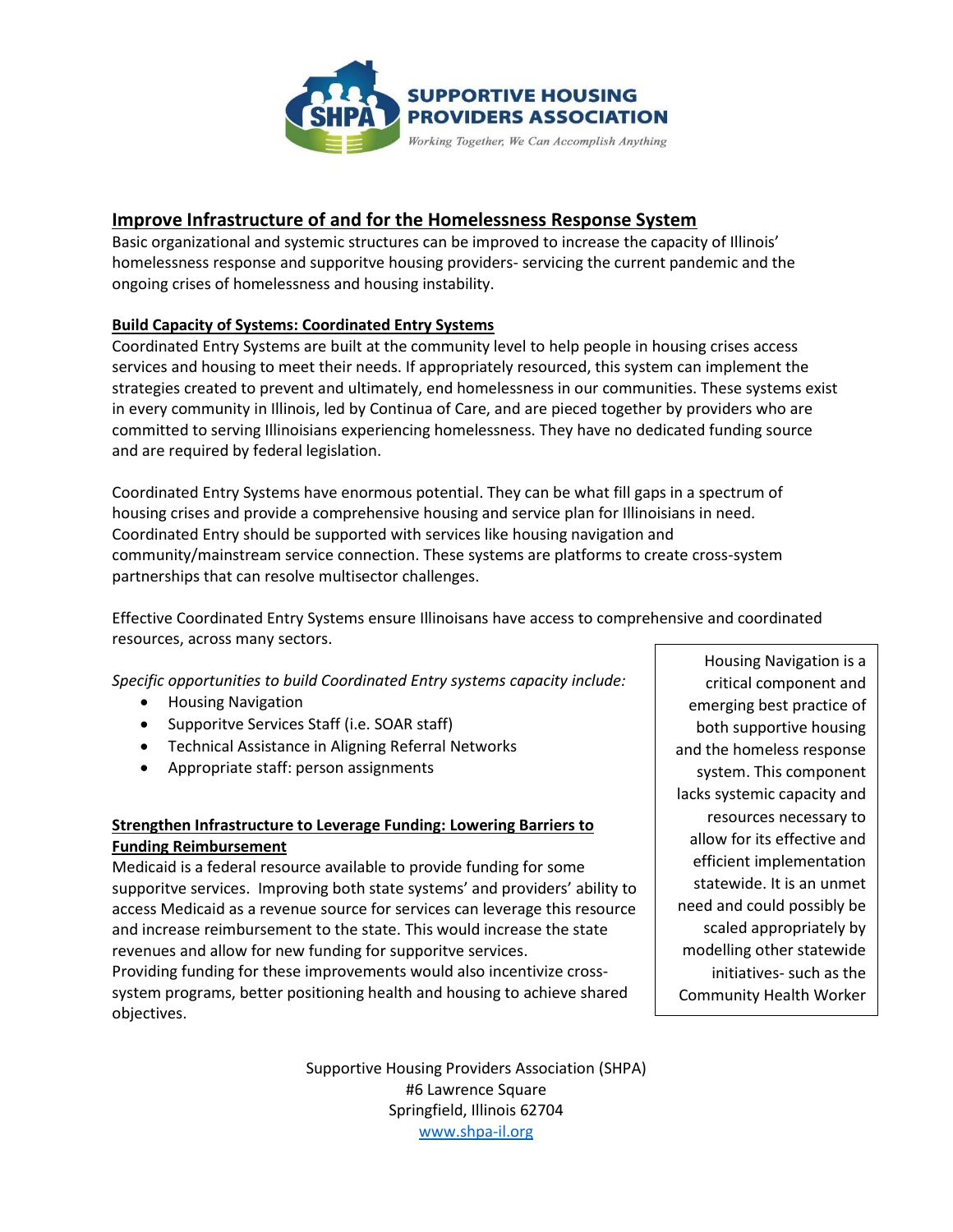**SUPPORTIVE HOUSING PROVIDERS ASSOCIATION**

*Working Together, We Can Accomplish Anything*

## Improve Infrastructure of and for the Homelessness Response System

Basic organizational and systemic structures can be improved to increase the capacity of Illinois' homelessness response and supporitve housing providers- servicing the current pandemic and the ongoing crises of homelessness and housing instability.

### Build Capacity of Systems: Coordinated Entry Systems

Coordinated Entry Systems are built at the community level to help people in housing crises access services and housing to meet their needs. If appropriately resourced, this system can implement the strategies created to prevent and ultimately, end homelessness in our communities. These systems exist in every community in Illinois, led by Continua of Care, and are pieced together by providers who are committed to serving Illinoisians experiencing homelessness. They have no dedicated funding source and are required by federal legislation.

Coordinated Entry Systems have enormous potential. They can be what fill gaps in a spectrum of housing crises and provide a comprehensive housing and service plan for Illinoisians in need. Coordinated Entry should be supported with services like housing navigation and community/mainstream service connection. These systems are platforms to create cross-system partnerships that can resolve multisector challenges.

Effective Coordinated Entry Systems ensure Illinoisans have access to comprehensive and coordinated resources, across many sectors.

*Specific opportunities to build Coordinated Entry systems capacity include:*

- Housing Navigation
- Supporitve Services Staff (i.e. SOAR staff)
- Technical Assistance in Aligning Referral Networks
- Appropriate staff: person assignments

> Housing Navigation is a critical component and emerging best practice of both supportive housing and the homeless response system. This component lacks systemic capacity and resources necessary to allow for its effective and efficient implementation statewide. It is an unmet need and could possibly be scaled appropriately by modelling other statewide initiatives- such as the Community Health Worker

### Strengthen Infrastructure to Leverage Funding: Lowering Barriers to Funding Reimbursement

Medicaid is a federal resource available to provide funding for some supporitve services. Improving both state systems' and providers' ability to access Medicaid as a revenue source for services can leverage this resource and increase reimbursement to the state. This would increase the state revenues and allow for new funding for supporitve services.
Providing funding for these improvements would also incentivize cross-system programs, better positioning health and housing to achieve shared objectives.

Supportive Housing Providers Association (SHPA)
#6 Lawrence Square
Springfield, Illinois 62704
www.shpa-il.org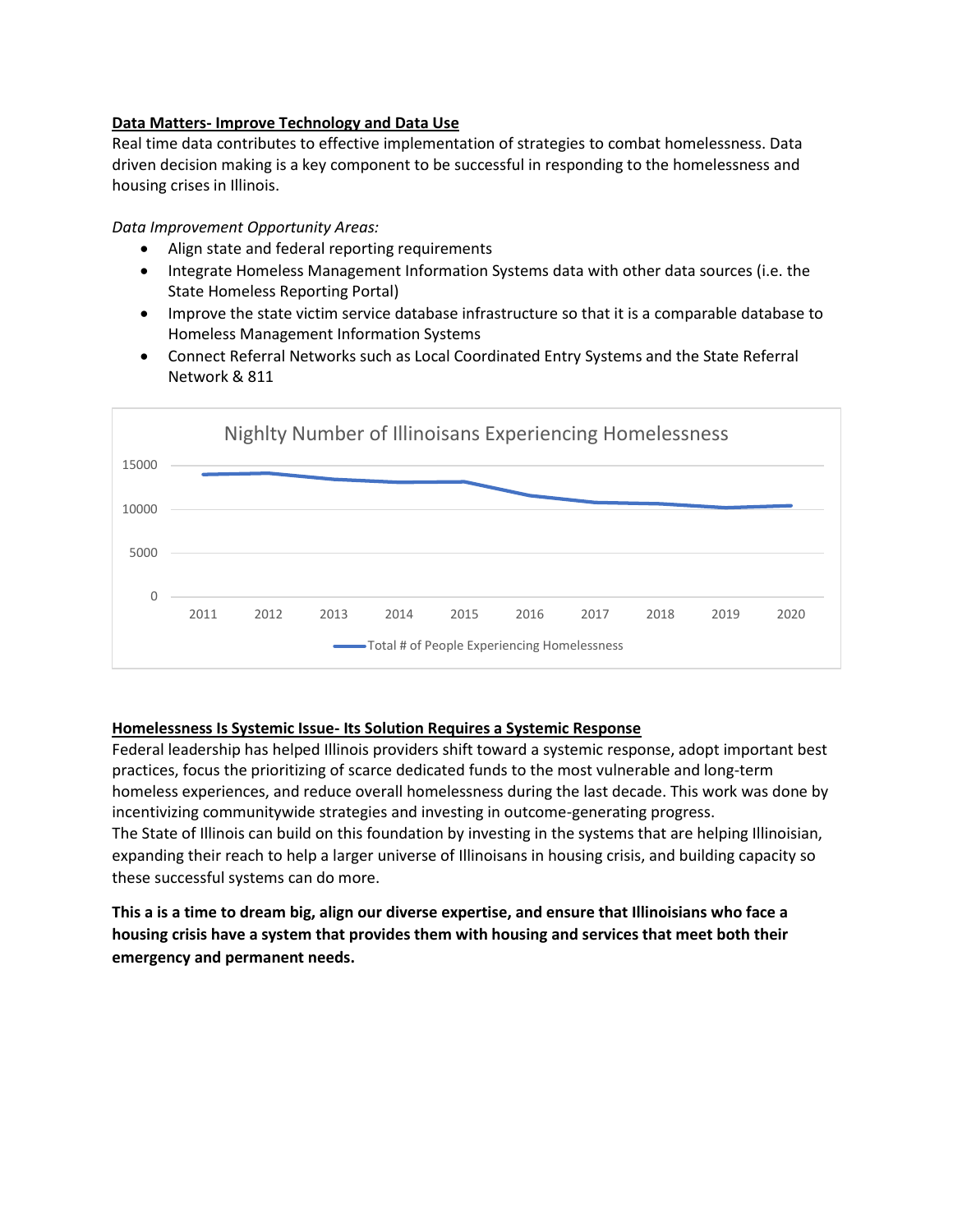**Data Matters- Improve Technology and Data Use**

Real time data contributes to effective implementation of strategies to combat homelessness. Data driven decision making is a key component to be successful in responding to the homelessness and housing crises in Illinois.

*Data Improvement Opportunity Areas:*

- Align state and federal reporting requirements
- Integrate Homeless Management Information Systems data with other data sources (i.e. the State Homeless Reporting Portal)
- Improve the state victim service database infrastructure so that it is a comparable database to Homeless Management Information Systems
- Connect Referral Networks such as Local Coordinated Entry Systems and the State Referral Network & 811

Nighlty Number of Illinoisans Experiencing Homelessness

15000
10000
5000
0

2011 2012 2013 2014 2015 2016 2017 2018 2019 2020

Total # of People Experiencing Homelessness

**Homelessness Is Systemic Issue- Its Solution Requires a Systemic Response**

Federal leadership has helped Illinois providers shift toward a systemic response, adopt important best practices, focus the prioritizing of scarce dedicated funds to the most vulnerable and long-term homeless experiences, and reduce overall homelessness during the last decade. This work was done by incentivizing communitywide strategies and investing in outcome-generating progress.
The State of Illinois can build on this foundation by investing in the systems that are helping Illinoisian, expanding their reach to help a larger universe of Illinoisans in housing crisis, and building capacity so these successful systems can do more.

**This a is a time to dream big, align our diverse expertise, and ensure that Illinoisians who face a housing crisis have a system that provides them with housing and services that meet both their emergency and permanent needs.**